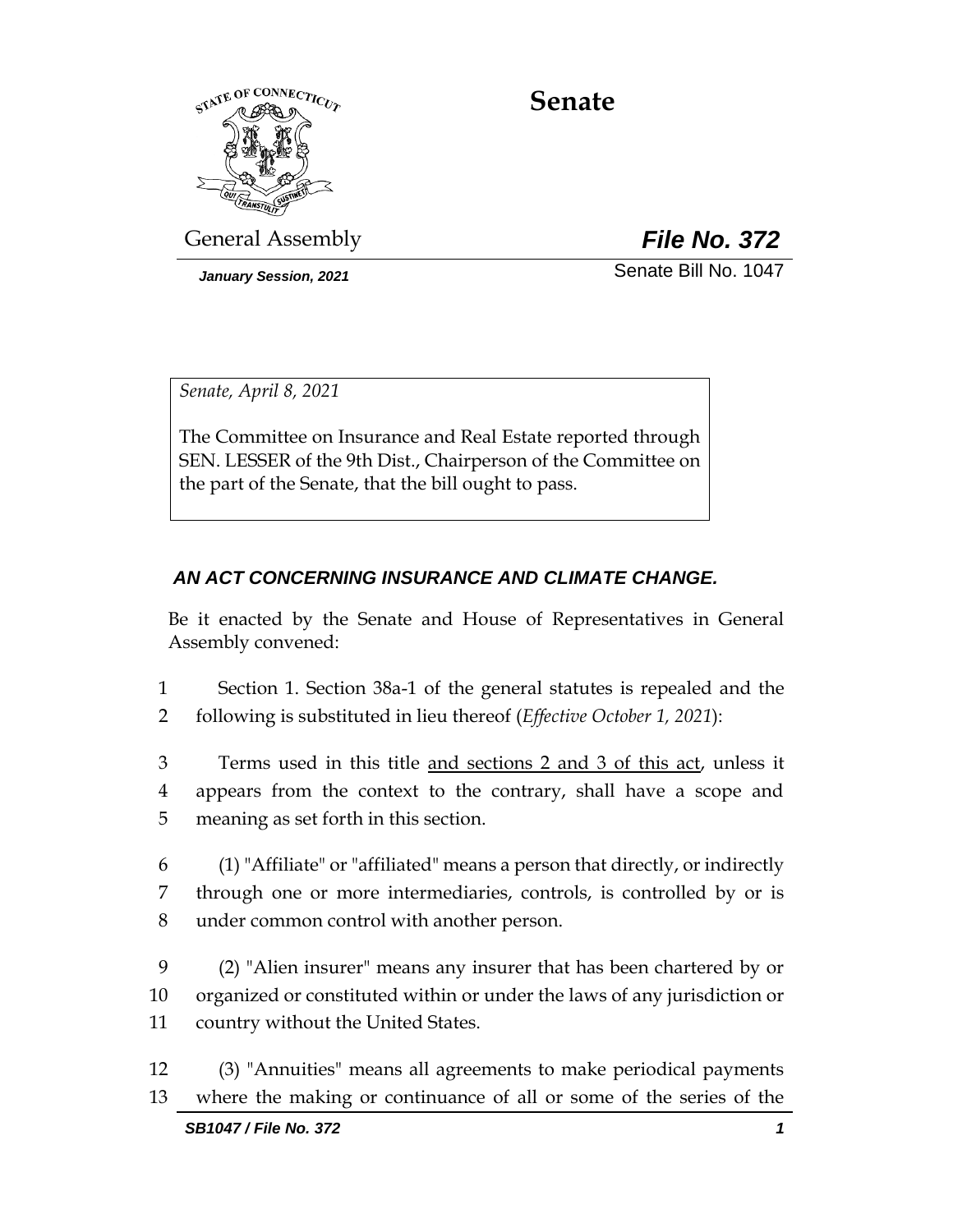# Senate

General Assembly **_File No. 372_**

*January Session, 2021* Senate Bill No. 1047

*Senate, April 8, 2021*

The Committee on Insurance and Real Estate reported through SEN. LESSER of the 9th Dist., Chairperson of the Committee on the part of the Senate, that the bill ought to pass.

***AN ACT CONCERNING INSURANCE AND CLIMATE CHANGE.***

Be it enacted by the Senate and House of Representatives in General Assembly convened:

1 Section 1. Section 38a-1 of the general statutes is repealed and the
2 following is substituted in lieu thereof (*Effective October 1, 2021*):

3 Terms used in this title and sections 2 and 3 of this act, unless it
4 appears from the context to the contrary, shall have a scope and
5 meaning as set forth in this section.

6 (1) "Affiliate" or "affiliated" means a person that directly, or indirectly
7 through one or more intermediaries, controls, is controlled by or is
8 under common control with another person.

9 (2) "Alien insurer" means any insurer that has been chartered by or
10 organized or constituted within or under the laws of any jurisdiction or
11 country without the United States.

12 (3) "Annuities" means all agreements to make periodical payments
13 where the making or continuance of all or some of the series of the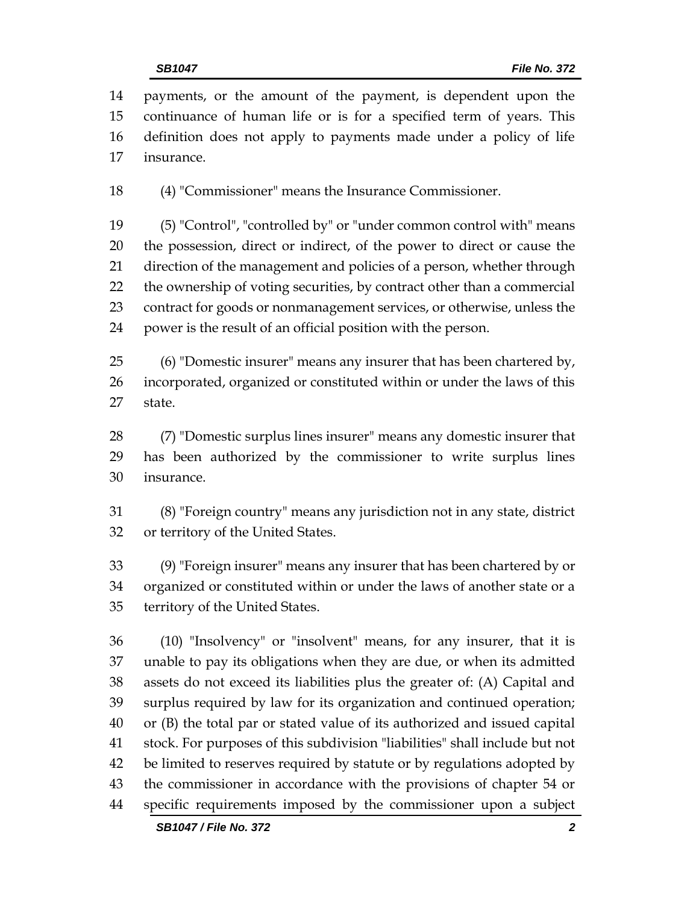payments, or the amount of the payment, is dependent upon the continuance of human life or is for a specified term of years. This definition does not apply to payments made under a policy of life insurance.

(4) "Commissioner" means the Insurance Commissioner.

(5) "Control", "controlled by" or "under common control with" means the possession, direct or indirect, of the power to direct or cause the direction of the management and policies of a person, whether through the ownership of voting securities, by contract other than a commercial contract for goods or nonmanagement services, or otherwise, unless the power is the result of an official position with the person.

(6) "Domestic insurer" means any insurer that has been chartered by, incorporated, organized or constituted within or under the laws of this state.

(7) "Domestic surplus lines insurer" means any domestic insurer that has been authorized by the commissioner to write surplus lines insurance.

(8) "Foreign country" means any jurisdiction not in any state, district or territory of the United States.

(9) "Foreign insurer" means any insurer that has been chartered by or organized or constituted within or under the laws of another state or a territory of the United States.

(10) "Insolvency" or "insolvent" means, for any insurer, that it is unable to pay its obligations when they are due, or when its admitted assets do not exceed its liabilities plus the greater of: (A) Capital and surplus required by law for its organization and continued operation; or (B) the total par or stated value of its authorized and issued capital stock. For purposes of this subdivision "liabilities" shall include but not be limited to reserves required by statute or by regulations adopted by the commissioner in accordance with the provisions of chapter 54 or specific requirements imposed by the commissioner upon a subject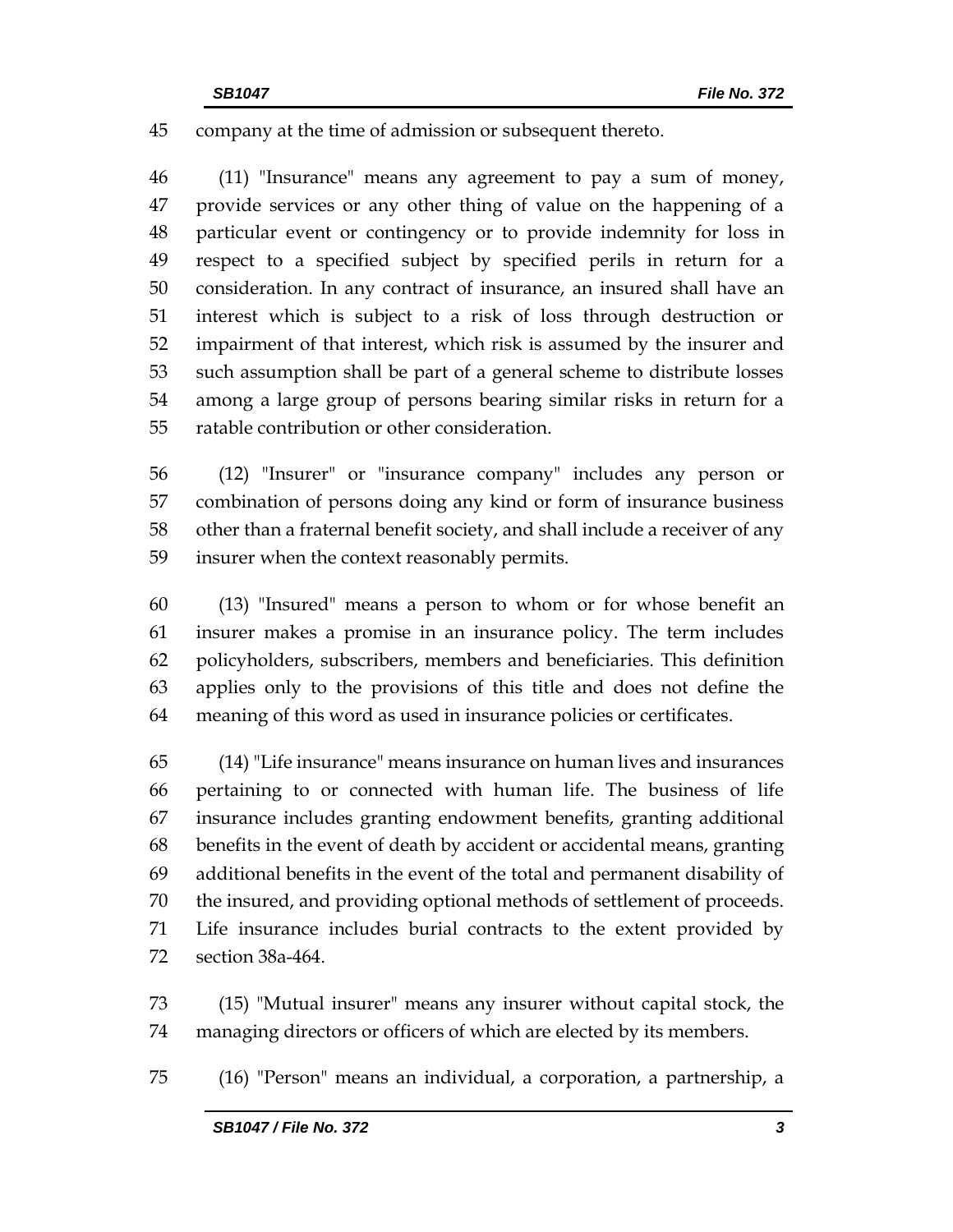company at the time of admission or subsequent thereto.

(11) "Insurance" means any agreement to pay a sum of money, provide services or any other thing of value on the happening of a particular event or contingency or to provide indemnity for loss in respect to a specified subject by specified perils in return for a consideration. In any contract of insurance, an insured shall have an interest which is subject to a risk of loss through destruction or impairment of that interest, which risk is assumed by the insurer and such assumption shall be part of a general scheme to distribute losses among a large group of persons bearing similar risks in return for a ratable contribution or other consideration.

(12) "Insurer" or "insurance company" includes any person or combination of persons doing any kind or form of insurance business other than a fraternal benefit society, and shall include a receiver of any insurer when the context reasonably permits.

(13) "Insured" means a person to whom or for whose benefit an insurer makes a promise in an insurance policy. The term includes policyholders, subscribers, members and beneficiaries. This definition applies only to the provisions of this title and does not define the meaning of this word as used in insurance policies or certificates.

(14) "Life insurance" means insurance on human lives and insurances pertaining to or connected with human life. The business of life insurance includes granting endowment benefits, granting additional benefits in the event of death by accident or accidental means, granting additional benefits in the event of the total and permanent disability of the insured, and providing optional methods of settlement of proceeds. Life insurance includes burial contracts to the extent provided by section 38a-464.

(15) "Mutual insurer" means any insurer without capital stock, the managing directors or officers of which are elected by its members.

(16) "Person" means an individual, a corporation, a partnership, a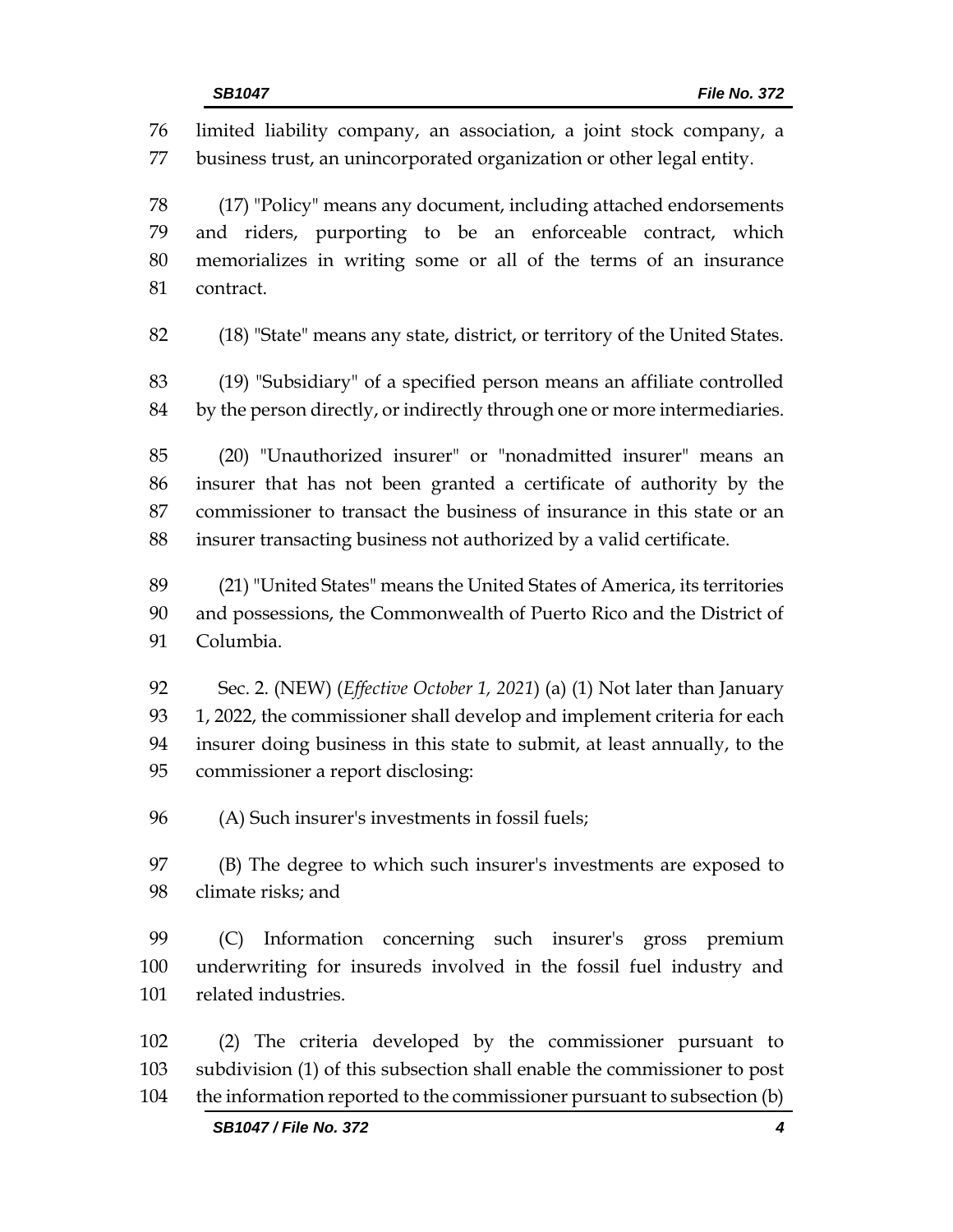limited liability company, an association, a joint stock company, a business trust, an unincorporated organization or other legal entity.

(17) "Policy" means any document, including attached endorsements and riders, purporting to be an enforceable contract, which memorializes in writing some or all of the terms of an insurance contract.

(18) "State" means any state, district, or territory of the United States.

(19) "Subsidiary" of a specified person means an affiliate controlled by the person directly, or indirectly through one or more intermediaries.

(20) "Unauthorized insurer" or "nonadmitted insurer" means an insurer that has not been granted a certificate of authority by the commissioner to transact the business of insurance in this state or an insurer transacting business not authorized by a valid certificate.

(21) "United States" means the United States of America, its territories and possessions, the Commonwealth of Puerto Rico and the District of Columbia.

Sec. 2. (NEW) (*Effective October 1, 2021*) (a) (1) Not later than January 1, 2022, the commissioner shall develop and implement criteria for each insurer doing business in this state to submit, at least annually, to the commissioner a report disclosing:

(A) Such insurer's investments in fossil fuels;

(B) The degree to which such insurer's investments are exposed to climate risks; and

(C) Information concerning such insurer's gross premium underwriting for insureds involved in the fossil fuel industry and related industries.

(2) The criteria developed by the commissioner pursuant to subdivision (1) of this subsection shall enable the commissioner to post the information reported to the commissioner pursuant to subsection (b)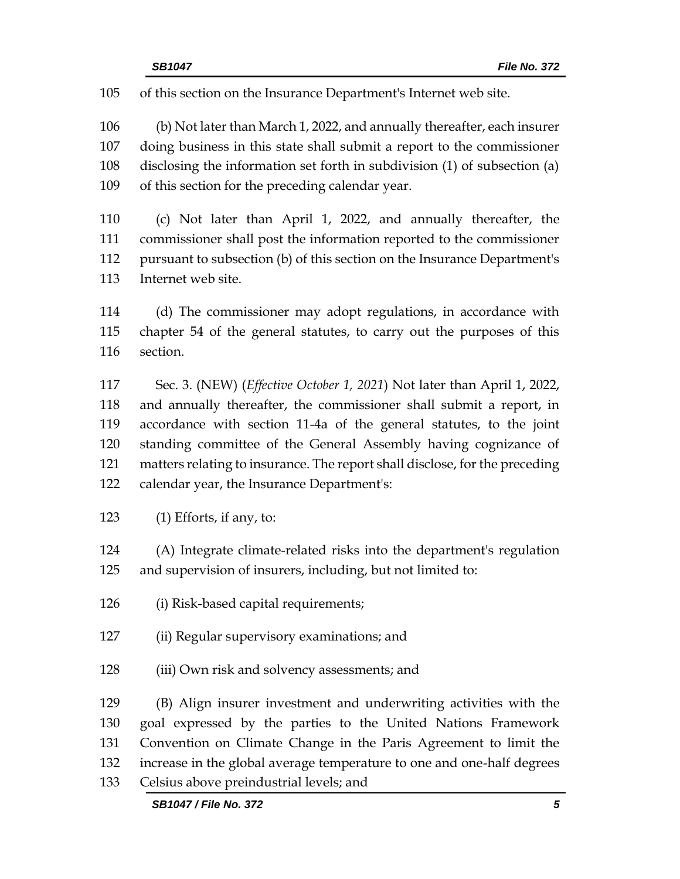of this section on the Insurance Department's Internet web site.

(b) Not later than March 1, 2022, and annually thereafter, each insurer doing business in this state shall submit a report to the commissioner disclosing the information set forth in subdivision (1) of subsection (a) of this section for the preceding calendar year.

(c) Not later than April 1, 2022, and annually thereafter, the commissioner shall post the information reported to the commissioner pursuant to subsection (b) of this section on the Insurance Department's Internet web site.

(d) The commissioner may adopt regulations, in accordance with chapter 54 of the general statutes, to carry out the purposes of this section.

Sec. 3. (NEW) (*Effective October 1, 2021*) Not later than April 1, 2022, and annually thereafter, the commissioner shall submit a report, in accordance with section 11-4a of the general statutes, to the joint standing committee of the General Assembly having cognizance of matters relating to insurance. The report shall disclose, for the preceding calendar year, the Insurance Department's:

(1) Efforts, if any, to:

(A) Integrate climate-related risks into the department's regulation and supervision of insurers, including, but not limited to:

(i) Risk-based capital requirements;

(ii) Regular supervisory examinations; and

(iii) Own risk and solvency assessments; and

(B) Align insurer investment and underwriting activities with the goal expressed by the parties to the United Nations Framework Convention on Climate Change in the Paris Agreement to limit the increase in the global average temperature to one and one-half degrees Celsius above preindustrial levels; and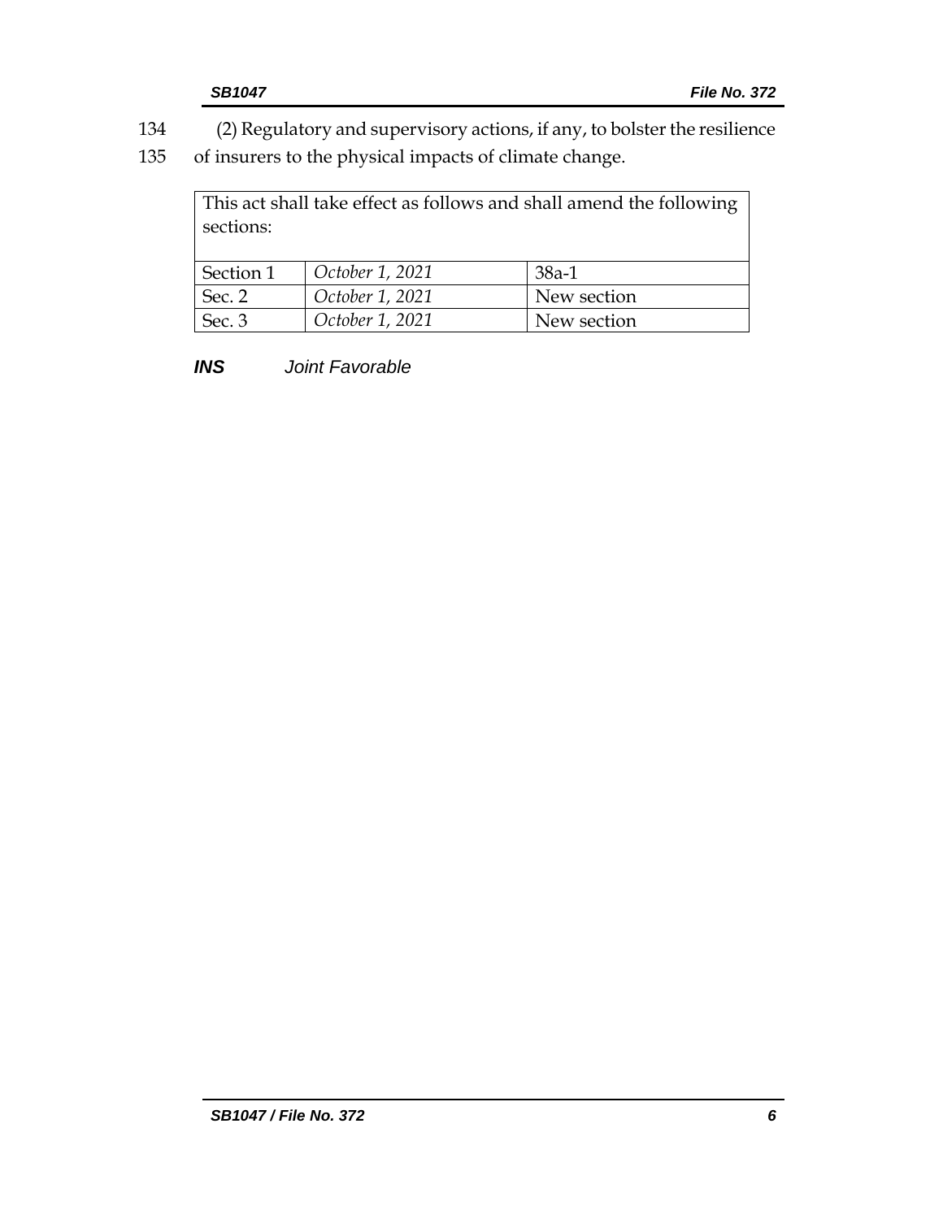134 (2) Regulatory and supervisory actions, if any, to bolster the resilience
135 of insurers to the physical impacts of climate change.

| This act shall take effect as follows and shall amend the following sections: | | |
|---|---|---|
| Section 1 | *October 1, 2021* | 38a-1 |
| Sec. 2 | *October 1, 2021* | New section |
| Sec. 3 | *October 1, 2021* | New section |

***INS*** *Joint Favorable*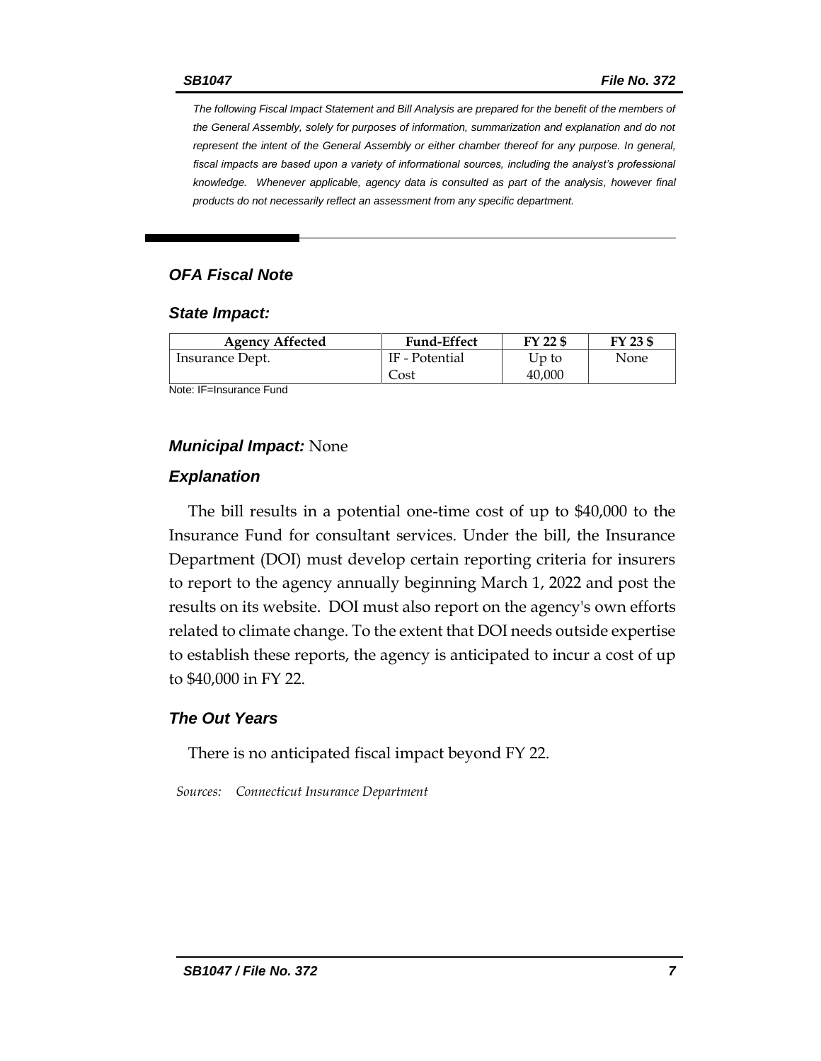*The following Fiscal Impact Statement and Bill Analysis are prepared for the benefit of the members of the General Assembly, solely for purposes of information, summarization and explanation and do not represent the intent of the General Assembly or either chamber thereof for any purpose. In general, fiscal impacts are based upon a variety of informational sources, including the analyst's professional knowledge. Whenever applicable, agency data is consulted as part of the analysis, however final products do not necessarily reflect an assessment from any specific department.*

## *OFA Fiscal Note*

### *State Impact:*

| Agency Affected | Fund-Effect | FY 22 $ | FY 23 $ |
|---|---|---|---|
| Insurance Dept. | IF - Potential Cost | Up to 40,000 | None |

Note: IF=Insurance Fund

### *Municipal Impact:* None

### *Explanation*

The bill results in a potential one-time cost of up to $40,000 to the Insurance Fund for consultant services. Under the bill, the Insurance Department (DOI) must develop certain reporting criteria for insurers to report to the agency annually beginning March 1, 2022 and post the results on its website. DOI must also report on the agency's own efforts related to climate change. To the extent that DOI needs outside expertise to establish these reports, the agency is anticipated to incur a cost of up to $40,000 in FY 22.

### *The Out Years*

There is no anticipated fiscal impact beyond FY 22.

*Sources: Connecticut Insurance Department*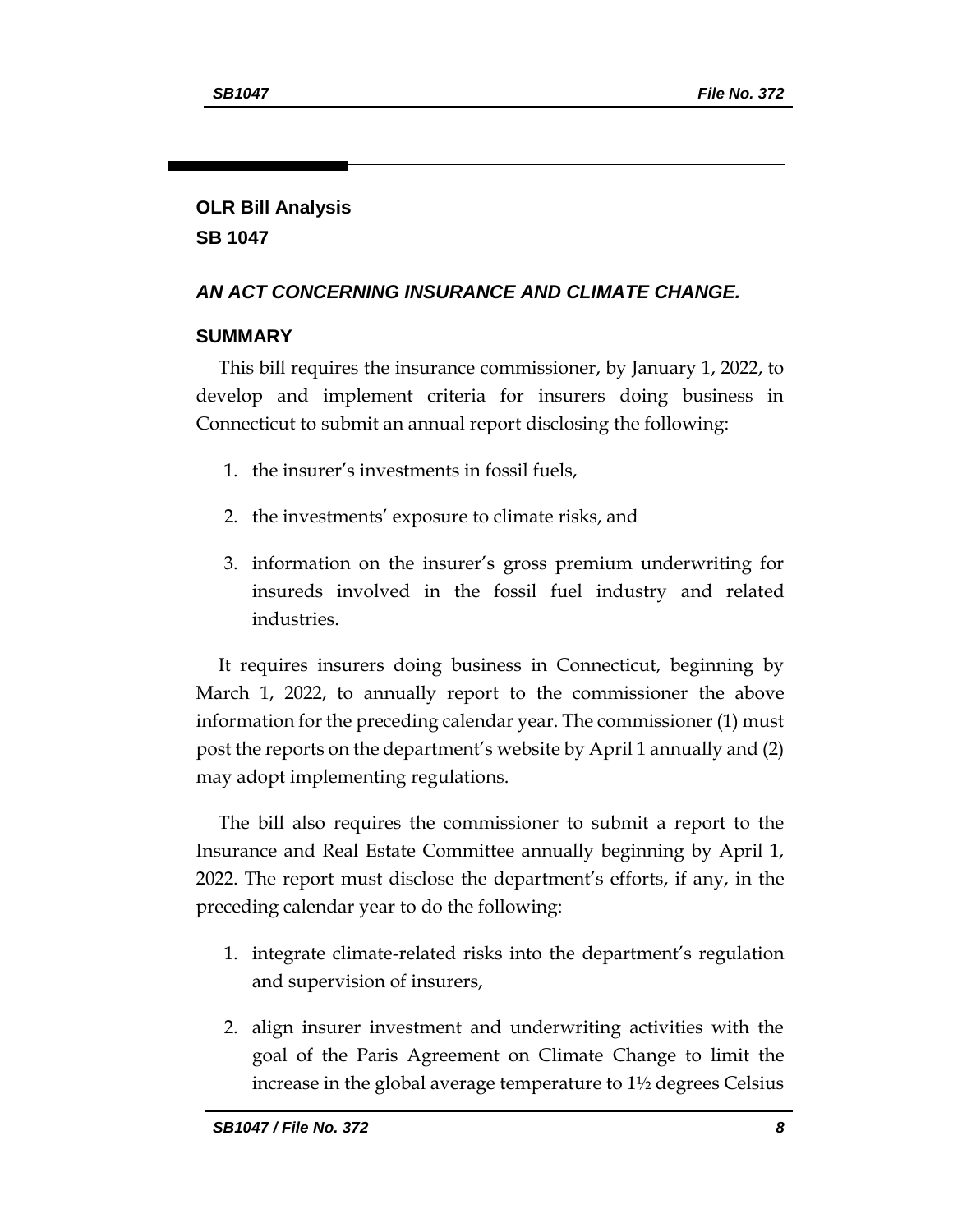## OLR Bill Analysis
## SB 1047

### *AN ACT CONCERNING INSURANCE AND CLIMATE CHANGE.*

### SUMMARY

This bill requires the insurance commissioner, by January 1, 2022, to develop and implement criteria for insurers doing business in Connecticut to submit an annual report disclosing the following:

1. the insurer's investments in fossil fuels,
2. the investments' exposure to climate risks, and
3. information on the insurer's gross premium underwriting for insureds involved in the fossil fuel industry and related industries.

It requires insurers doing business in Connecticut, beginning by March 1, 2022, to annually report to the commissioner the above information for the preceding calendar year. The commissioner (1) must post the reports on the department's website by April 1 annually and (2) may adopt implementing regulations.

The bill also requires the commissioner to submit a report to the Insurance and Real Estate Committee annually beginning by April 1, 2022. The report must disclose the department's efforts, if any, in the preceding calendar year to do the following:

1. integrate climate-related risks into the department's regulation and supervision of insurers,
2. align insurer investment and underwriting activities with the goal of the Paris Agreement on Climate Change to limit the increase in the global average temperature to 1½ degrees Celsius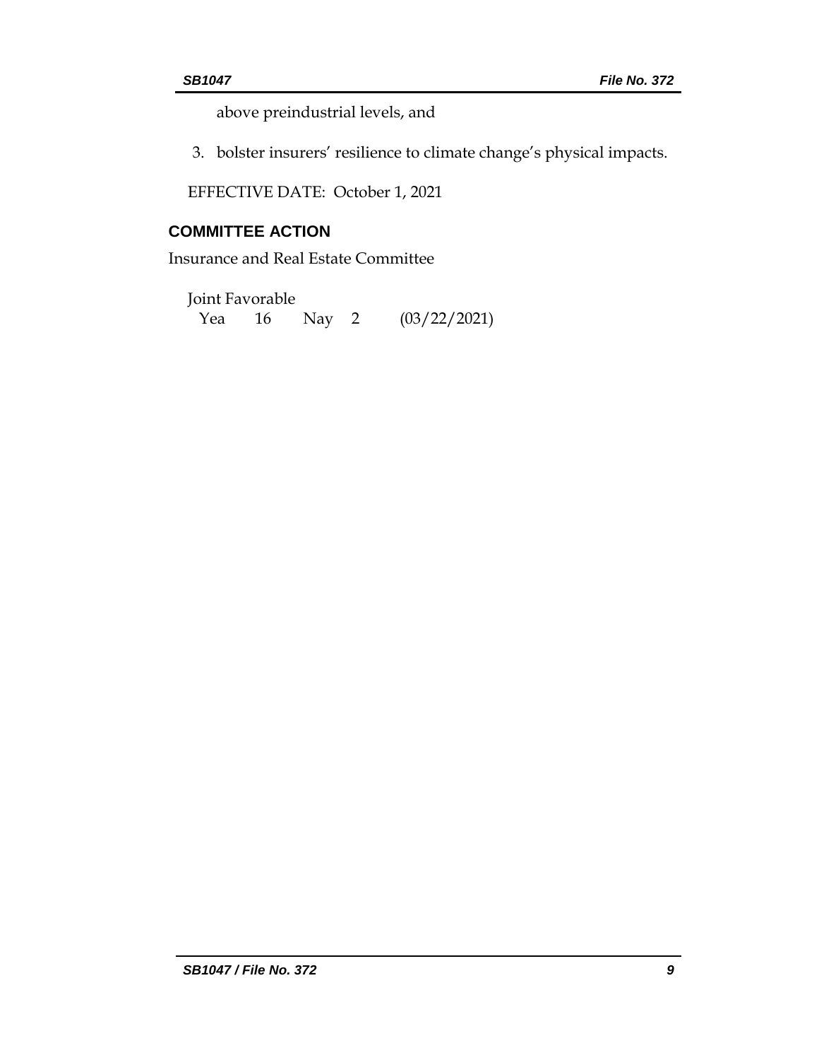above preindustrial levels, and

3. bolster insurers' resilience to climate change's physical impacts.

EFFECTIVE DATE: October 1, 2021

## COMMITTEE ACTION

Insurance and Real Estate Committee

Joint Favorable
Yea 16 Nay 2 (03/22/2021)